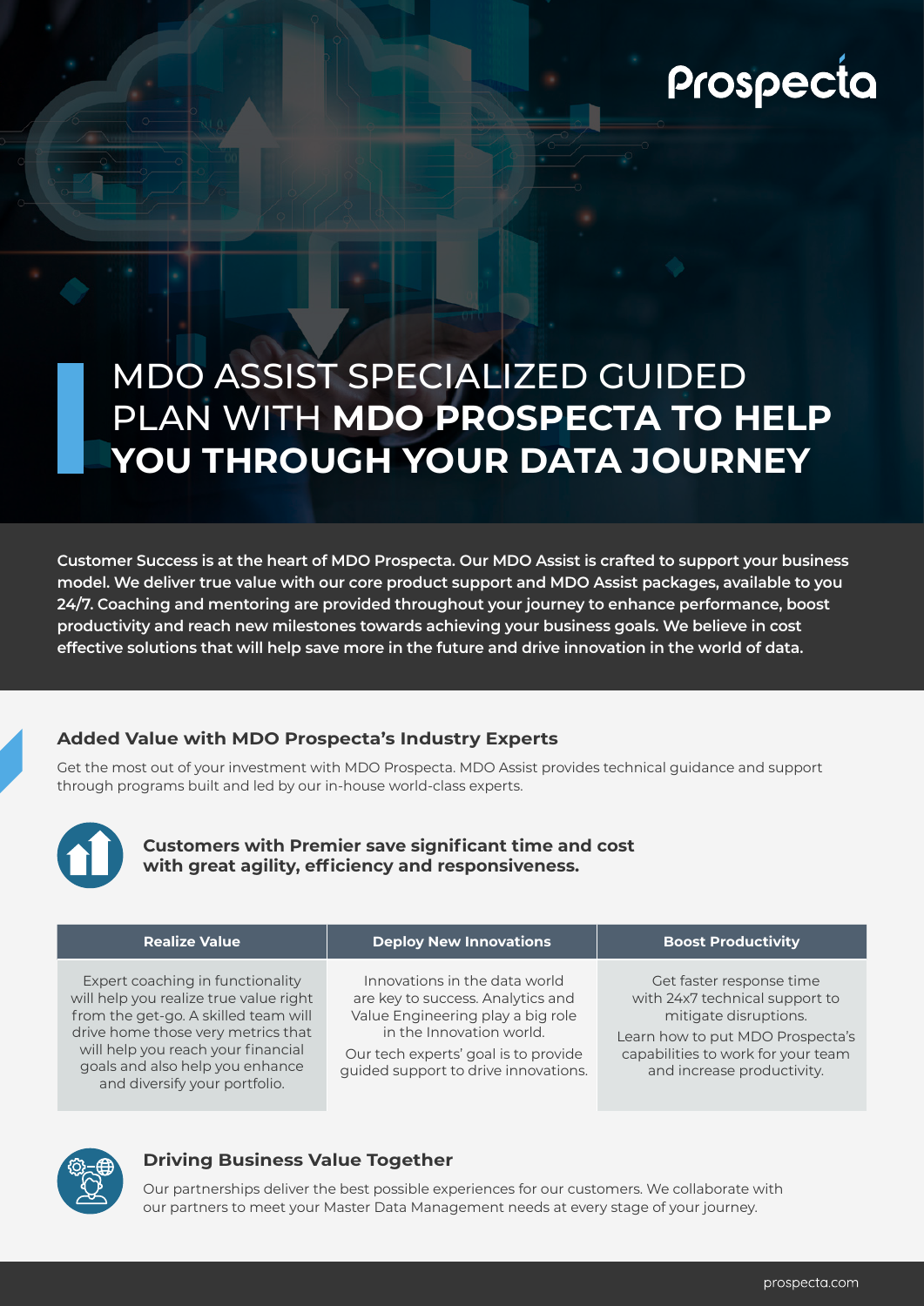# MDO ASSIST SPECIALIZED GUIDED PLAN WITH **MDO PROSPECTA TO HELP YOU THROUGH YOUR DATA JOURNEY**

**Customer Success is at the heart of MDO Prospecta. Our MDO Assist is crafted to support your business model. We deliver true value with our core product support and MDO Assist packages, available to you 24/7. Coaching and mentoring are provided throughout your journey to enhance performance, boost productivity and reach new milestones towards achieving your business goals. We believe in cost effective solutions that will help save more in the future and drive innovation in the world of data.**

## Added Value with MDO Prospecta's Industry Experts

Get the most out of your investment with MDO Prospecta. MDO Assist provides technical guidance and support through programs built and led by our in-house world-class experts.

**Customers with Premier save significant time and cost with great agility, efficiency and responsiveness.**

| Realize Value | Deploy New Innovations | Boost Productivity |
|---|---|---|
| Expert coaching in functionality will help you realize true value right from the get-go. A skilled team will drive home those very metrics that will help you reach your financial goals and also help you enhance and diversify your portfolio. | Innovations in the data world are key to success. Analytics and Value Engineering play a big role in the Innovation world. Our tech experts' goal is to provide guided support to drive innovations. | Get faster response time with 24x7 technical support to mitigate disruptions. Learn how to put MDO Prospecta's capabilities to work for your team and increase productivity. |

## Driving Business Value Together

Our partnerships deliver the best possible experiences for our customers. We collaborate with our partners to meet your Master Data Management needs at every stage of your journey.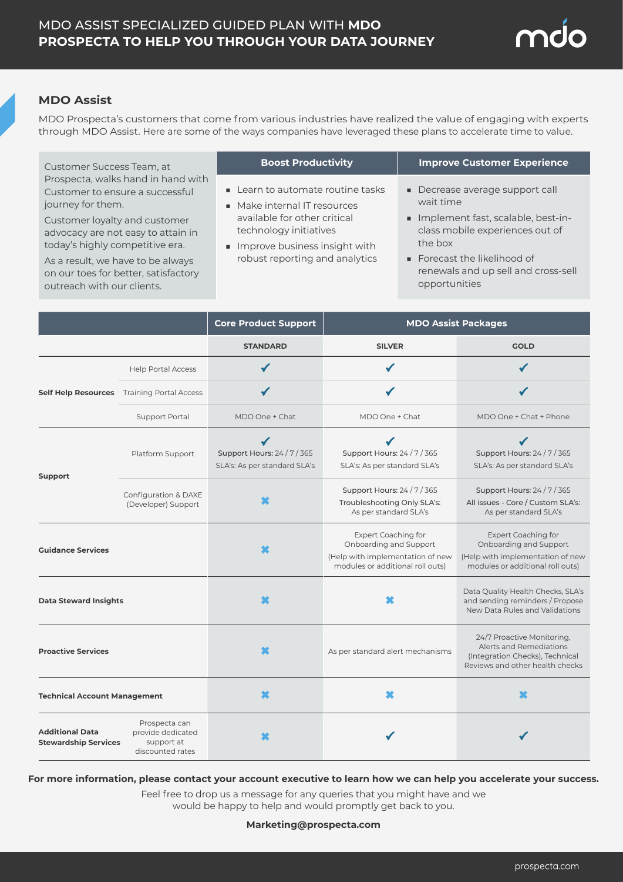# MDO ASSIST SPECIALIZED GUIDED PLAN WITH **MDO PROSPECTA TO HELP YOU THROUGH YOUR DATA JOURNEY**

## MDO Assist

MDO Prospecta's customers that come from various industries have realized the value of engaging with experts through MDO Assist. Here are some of the ways companies have leveraged these plans to accelerate time to value.

Customer Success Team, at Prospecta, walks hand in hand with Customer to ensure a successful journey for them.

Customer loyalty and customer advocacy are not easy to attain in today's highly competitive era.

As a result, we have to be always on our toes for better, satisfactory outreach with our clients.

**Boost Productivity**

- Learn to automate routine tasks
- Make internal IT resources available for other critical technology initiatives
- Improve business insight with robust reporting and analytics

**Improve Customer Experience**

- Decrease average support call wait time
- Implement fast, scalable, best-in-class mobile experiences out of the box
- Forecast the likelihood of renewals and up sell and cross-sell opportunities

| | | Core Product Support | MDO Assist Packages | |
|---|---|---|---|---|
| | | **STANDARD** | **SILVER** | **GOLD** |
| **Self Help Resources** | Help Portal Access | ✔ | ✔ | ✔ |
| | Training Portal Access | ✔ | ✔ | ✔ |
| | Support Portal | MDO One + Chat | MDO One + Chat | MDO One + Chat + Phone |
| **Support** | Platform Support | ✔ Support Hours: 24 / 7 / 365 SLA's: As per standard SLA's | ✔ Support Hours: 24 / 7 / 365 SLA's: As per standard SLA's | ✔ Support Hours: 24 / 7 / 365 SLA's: As per standard SLA's |
| | Configuration & DAXE (Developer) Support | ✖ | Support Hours: 24 / 7 / 365 Troubleshooting Only SLA's: As per standard SLA's | Support Hours: 24 / 7 / 365 All issues - Core / Custom SLA's: As per standard SLA's |
| **Guidance Services** | | ✖ | Expert Coaching for Onboarding and Support (Help with implementation of new modules or additional roll outs) | Expert Coaching for Onboarding and Support (Help with implementation of new modules or additional roll outs) |
| **Data Steward Insights** | | ✖ | ✖ | Data Quality Health Checks, SLA's and sending reminders / Propose New Data Rules and Validations |
| **Proactive Services** | | ✖ | As per standard alert mechanisms | 24/7 Proactive Monitoring, Alerts and Remediations (Integration Checks), Technical Reviews and other health checks |
| **Technical Account Management** | | ✖ | ✖ | ✖ |
| **Additional Data Stewardship Services** | Prospecta can provide dedicated support at discounted rates | ✖ | ✔ | ✔ |

**For more information, please contact your account executive to learn how we can help you accelerate your success.**

Feel free to drop us a message for any queries that you might have and we would be happy to help and would promptly get back to you.

**Marketing@prospecta.com**

prospecta.com